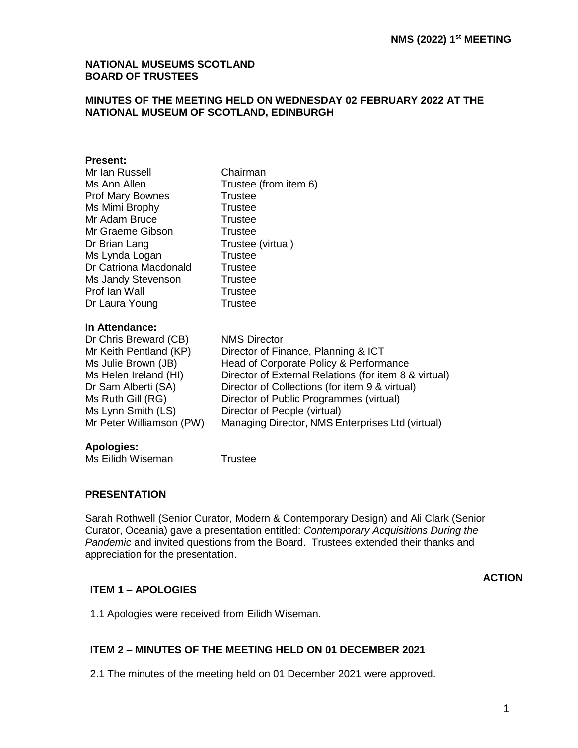**NMS (2022) 1st MEETING**

# NATIONAL MUSEUMS SCOTLAND BOARD OF TRUSTEES

## MINUTES OF THE MEETING HELD ON WEDNESDAY 02 FEBRUARY 2022 AT THE NATIONAL MUSEUM OF SCOTLAND, EDINBURGH

**Present:**

| | |
|---|---|
| Mr Ian Russell | Chairman |
| Ms Ann Allen | Trustee (from item 6) |
| Prof Mary Bownes | Trustee |
| Ms Mimi Brophy | Trustee |
| Mr Adam Bruce | Trustee |
| Mr Graeme Gibson | Trustee |
| Dr Brian Lang | Trustee (virtual) |
| Ms Lynda Logan | Trustee |
| Dr Catriona Macdonald | Trustee |
| Ms Jandy Stevenson | Trustee |
| Prof Ian Wall | Trustee |
| Dr Laura Young | Trustee |

**In Attendance:**

| | |
|---|---|
| Dr Chris Breward (CB) | NMS Director |
| Mr Keith Pentland (KP) | Director of Finance, Planning & ICT |
| Ms Julie Brown (JB) | Head of Corporate Policy & Performance |
| Ms Helen Ireland (HI) | Director of External Relations (for item 8 & virtual) |
| Dr Sam Alberti (SA) | Director of Collections (for item 9 & virtual) |
| Ms Ruth Gill (RG) | Director of Public Programmes (virtual) |
| Ms Lynn Smith (LS) | Director of People (virtual) |
| Mr Peter Williamson (PW) | Managing Director, NMS Enterprises Ltd (virtual) |

**Apologies:**

| | |
|---|---|
| Ms Eilidh Wiseman | Trustee |

### PRESENTATION

Sarah Rothwell (Senior Curator, Modern & Contemporary Design) and Ali Clark (Senior Curator, Oceania) gave a presentation entitled: *Contemporary Acquisitions During the Pandemic* and invited questions from the Board. Trustees extended their thanks and appreciation for the presentation.

**ACTION**

### ITEM 1 – APOLOGIES

1.1 Apologies were received from Eilidh Wiseman.

### ITEM 2 – MINUTES OF THE MEETING HELD ON 01 DECEMBER 2021

2.1 The minutes of the meeting held on 01 December 2021 were approved.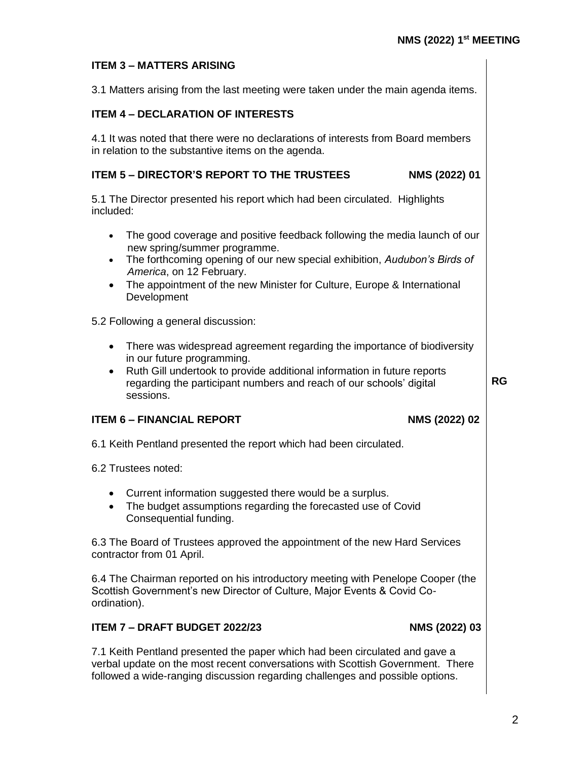## ITEM 3 – MATTERS ARISING

3.1 Matters arising from the last meeting were taken under the main agenda items.

## ITEM 4 – DECLARATION OF INTERESTS

4.1 It was noted that there were no declarations of interests from Board members in relation to the substantive items on the agenda.

## ITEM 5 – DIRECTOR'S REPORT TO THE TRUSTEES NMS (2022) 01

5.1 The Director presented his report which had been circulated. Highlights included:

- The good coverage and positive feedback following the media launch of our new spring/summer programme.
- The forthcoming opening of our new special exhibition, *Audubon's Birds of America*, on 12 February.
- The appointment of the new Minister for Culture, Europe & International Development

5.2 Following a general discussion:

- There was widespread agreement regarding the importance of biodiversity in our future programming.
- Ruth Gill undertook to provide additional information in future reports regarding the participant numbers and reach of our schools' digital sessions. **RG**

## ITEM 6 – FINANCIAL REPORT NMS (2022) 02

6.1 Keith Pentland presented the report which had been circulated.

6.2 Trustees noted:

- Current information suggested there would be a surplus.
- The budget assumptions regarding the forecasted use of Covid Consequential funding.

6.3 The Board of Trustees approved the appointment of the new Hard Services contractor from 01 April.

6.4 The Chairman reported on his introductory meeting with Penelope Cooper (the Scottish Government's new Director of Culture, Major Events & Covid Co-ordination).

## ITEM 7 – DRAFT BUDGET 2022/23 NMS (2022) 03

7.1 Keith Pentland presented the paper which had been circulated and gave a verbal update on the most recent conversations with Scottish Government. There followed a wide-ranging discussion regarding challenges and possible options.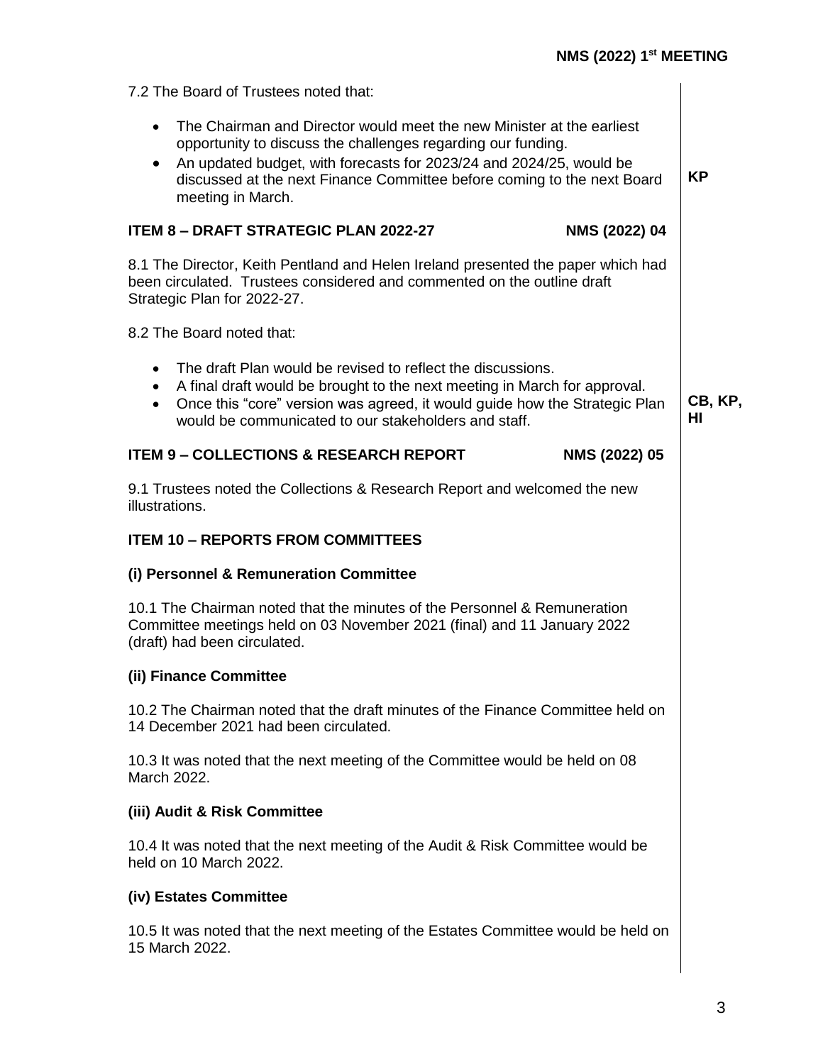7.2 The Board of Trustees noted that:

- The Chairman and Director would meet the new Minister at the earliest opportunity to discuss the challenges regarding our funding.
- An updated budget, with forecasts for 2023/24 and 2024/25, would be discussed at the next Finance Committee before coming to the next Board meeting in March. **KP**

### ITEM 8 – DRAFT STRATEGIC PLAN 2022-27 — NMS (2022) 04

8.1 The Director, Keith Pentland and Helen Ireland presented the paper which had been circulated. Trustees considered and commented on the outline draft Strategic Plan for 2022-27.

8.2 The Board noted that:

- The draft Plan would be revised to reflect the discussions.
- A final draft would be brought to the next meeting in March for approval.
- Once this "core" version was agreed, it would guide how the Strategic Plan would be communicated to our stakeholders and staff. **CB, KP, HI**

### ITEM 9 – COLLECTIONS & RESEARCH REPORT — NMS (2022) 05

9.1 Trustees noted the Collections & Research Report and welcomed the new illustrations.

### ITEM 10 – REPORTS FROM COMMITTEES

#### (i) Personnel & Remuneration Committee

10.1 The Chairman noted that the minutes of the Personnel & Remuneration Committee meetings held on 03 November 2021 (final) and 11 January 2022 (draft) had been circulated.

#### (ii) Finance Committee

10.2 The Chairman noted that the draft minutes of the Finance Committee held on 14 December 2021 had been circulated.

10.3 It was noted that the next meeting of the Committee would be held on 08 March 2022.

#### (iii) Audit & Risk Committee

10.4 It was noted that the next meeting of the Audit & Risk Committee would be held on 10 March 2022.

#### (iv) Estates Committee

10.5 It was noted that the next meeting of the Estates Committee would be held on 15 March 2022.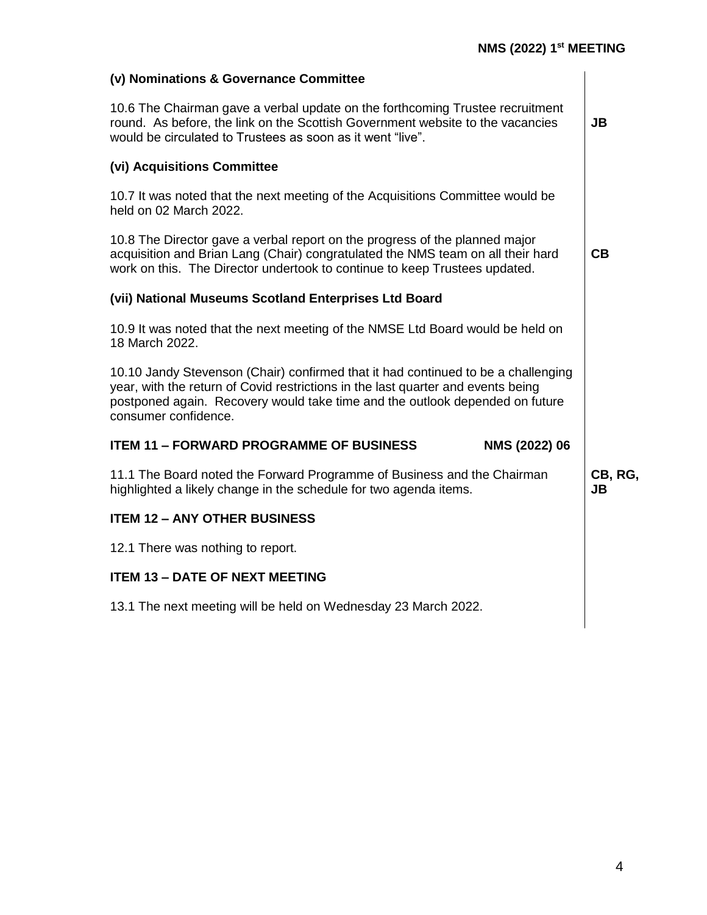### (v) Nominations & Governance Committee

10.6 The Chairman gave a verbal update on the forthcoming Trustee recruitment round. As before, the link on the Scottish Government website to the vacancies would be circulated to Trustees as soon as it went "live". **JB**

### (vi) Acquisitions Committee

10.7 It was noted that the next meeting of the Acquisitions Committee would be held on 02 March 2022.

10.8 The Director gave a verbal report on the progress of the planned major acquisition and Brian Lang (Chair) congratulated the NMS team on all their hard work on this. The Director undertook to continue to keep Trustees updated. **CB**

### (vii) National Museums Scotland Enterprises Ltd Board

10.9 It was noted that the next meeting of the NMSE Ltd Board would be held on 18 March 2022.

10.10 Jandy Stevenson (Chair) confirmed that it had continued to be a challenging year, with the return of Covid restrictions in the last quarter and events being postponed again. Recovery would take time and the outlook depended on future consumer confidence.

## ITEM 11 – FORWARD PROGRAMME OF BUSINESS — NMS (2022) 06

11.1 The Board noted the Forward Programme of Business and the Chairman highlighted a likely change in the schedule for two agenda items. **CB, RG, JB**

## ITEM 12 – ANY OTHER BUSINESS

12.1 There was nothing to report.

## ITEM 13 – DATE OF NEXT MEETING

13.1 The next meeting will be held on Wednesday 23 March 2022.